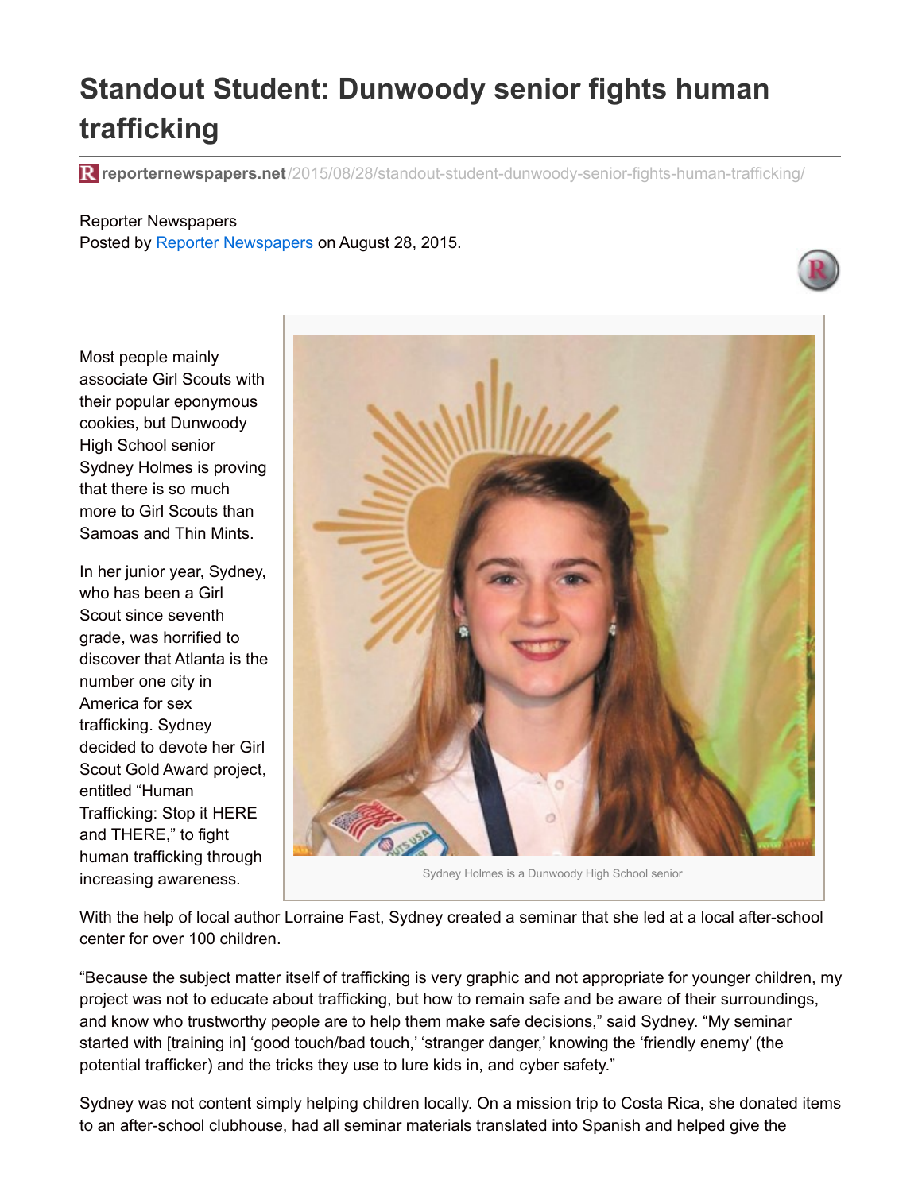# Standout Student: Dunwoody senior fights human trafficking

reporternewspapers.net/2015/08/28/standout-student-dunwoody-senior-fights-human-trafficking/

Reporter Newspapers
Posted by Reporter Newspapers on August 28, 2015.

Most people mainly associate Girl Scouts with their popular eponymous cookies, but Dunwoody High School senior Sydney Holmes is proving that there is so much more to Girl Scouts than Samoas and Thin Mints.

Sydney Holmes is a Dunwoody High School senior

In her junior year, Sydney, who has been a Girl Scout since seventh grade, was horrified to discover that Atlanta is the number one city in America for sex trafficking. Sydney decided to devote her Girl Scout Gold Award project, entitled "Human Trafficking: Stop it HERE and THERE," to fight human trafficking through increasing awareness.

With the help of local author Lorraine Fast, Sydney created a seminar that she led at a local after-school center for over 100 children.

"Because the subject matter itself of trafficking is very graphic and not appropriate for younger children, my project was not to educate about trafficking, but how to remain safe and be aware of their surroundings, and know who trustworthy people are to help them make safe decisions," said Sydney. "My seminar started with [training in] 'good touch/bad touch,' 'stranger danger,' knowing the 'friendly enemy' (the potential trafficker) and the tricks they use to lure kids in, and cyber safety."

Sydney was not content simply helping children locally. On a mission trip to Costa Rica, she donated items to an after-school clubhouse, had all seminar materials translated into Spanish and helped give the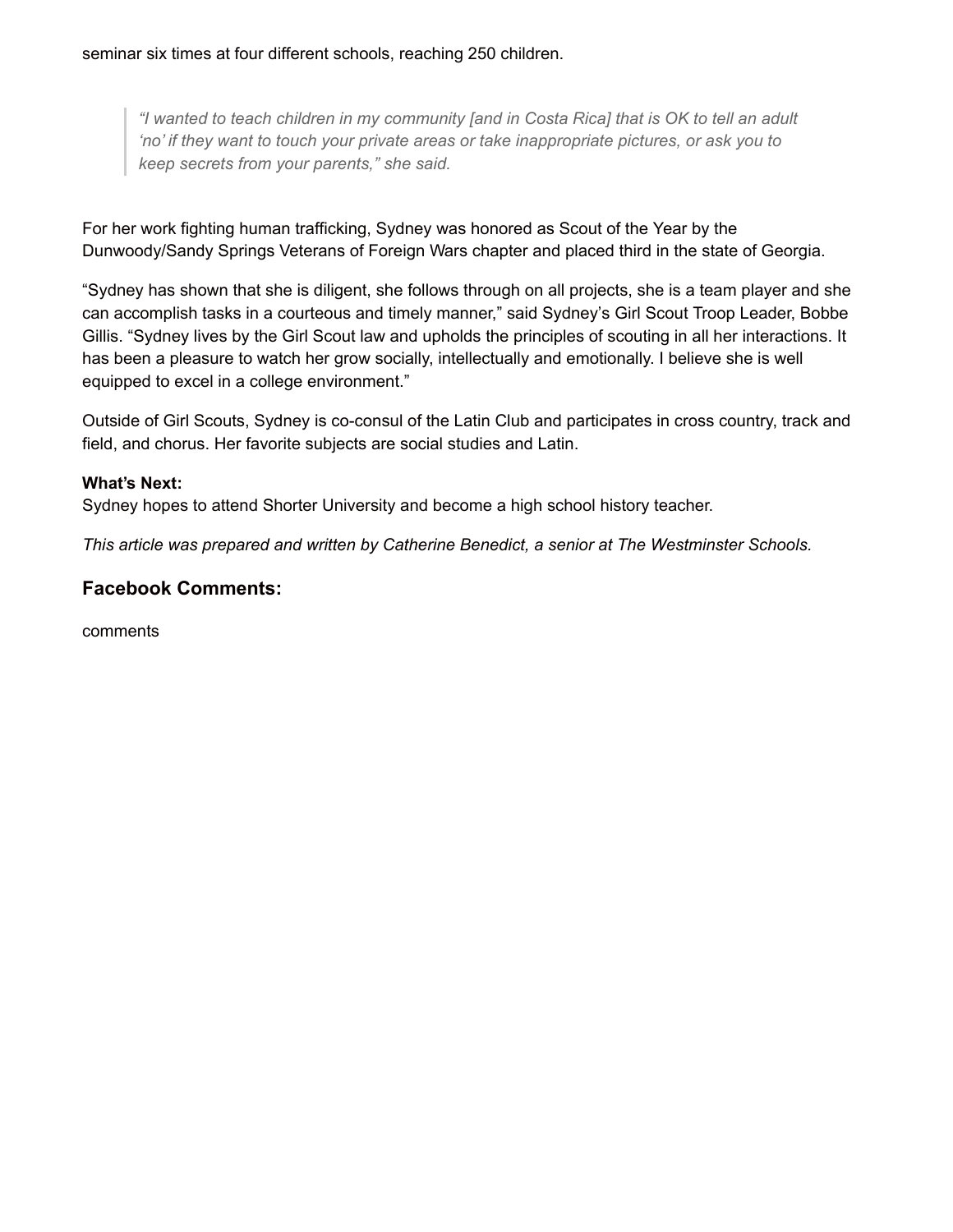seminar six times at four different schools, reaching 250 children.

> *"I wanted to teach children in my community [and in Costa Rica] that is OK to tell an adult 'no' if they want to touch your private areas or take inappropriate pictures, or ask you to keep secrets from your parents," she said.*

For her work fighting human trafficking, Sydney was honored as Scout of the Year by the Dunwoody/Sandy Springs Veterans of Foreign Wars chapter and placed third in the state of Georgia.

"Sydney has shown that she is diligent, she follows through on all projects, she is a team player and she can accomplish tasks in a courteous and timely manner," said Sydney's Girl Scout Troop Leader, Bobbe Gillis. "Sydney lives by the Girl Scout law and upholds the principles of scouting in all her interactions. It has been a pleasure to watch her grow socially, intellectually and emotionally. I believe she is well equipped to excel in a college environment."

Outside of Girl Scouts, Sydney is co-consul of the Latin Club and participates in cross country, track and field, and chorus. Her favorite subjects are social studies and Latin.

**What's Next:**
Sydney hopes to attend Shorter University and become a high school history teacher.

*This article was prepared and written by Catherine Benedict, a senior at The Westminster Schools.*

## Facebook Comments:

comments